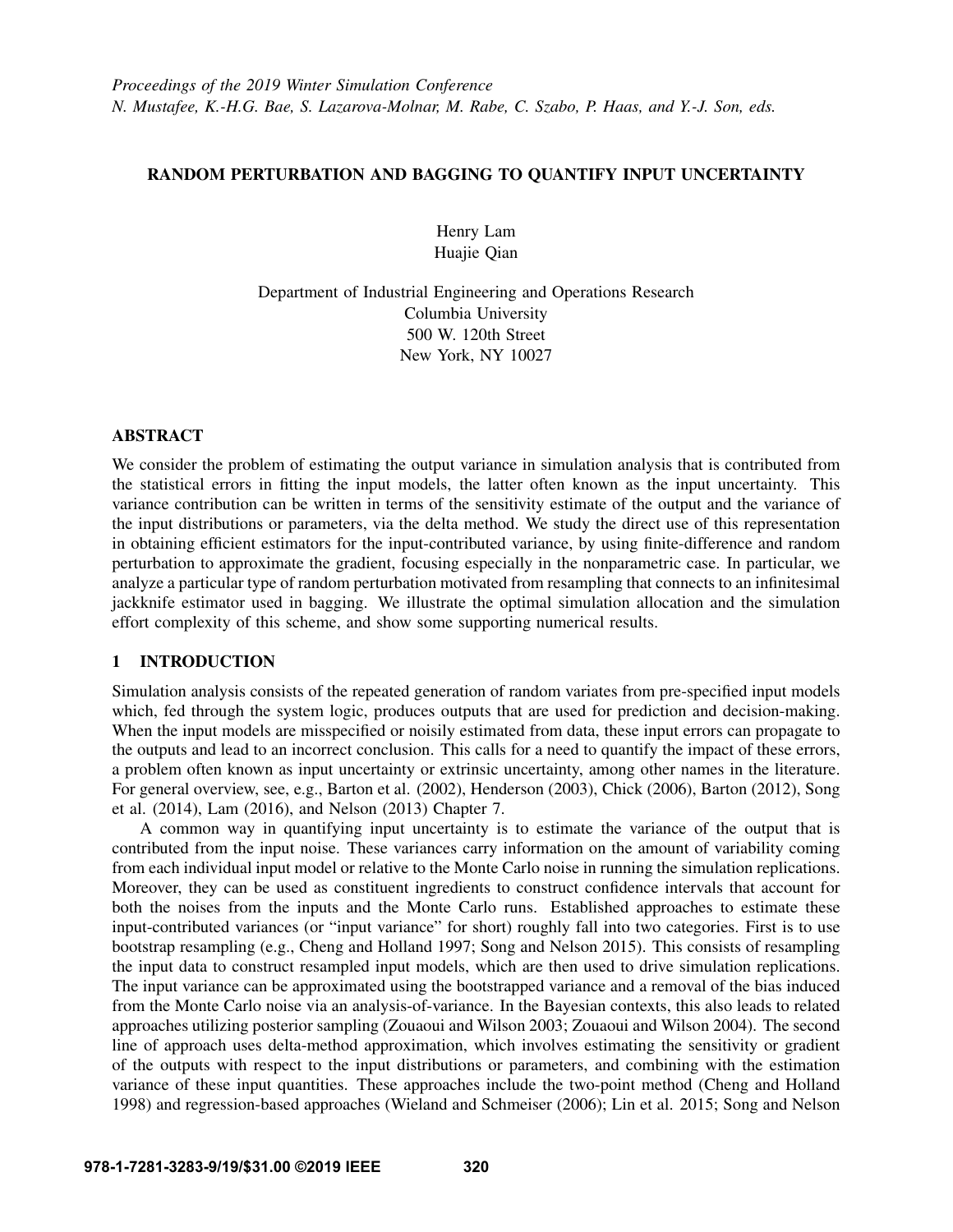*Proceedings of the 2019 Winter Simulation Conference*
*N. Mustafee, K.-H.G. Bae, S. Lazarova-Molnar, M. Rabe, C. Szabo, P. Haas, and Y.-J. Son, eds.*

# RANDOM PERTURBATION AND BAGGING TO QUANTIFY INPUT UNCERTAINTY

Henry Lam
Huajie Qian

Department of Industrial Engineering and Operations Research
Columbia University
500 W. 120th Street
New York, NY 10027

## ABSTRACT

We consider the problem of estimating the output variance in simulation analysis that is contributed from the statistical errors in fitting the input models, the latter often known as the input uncertainty. This variance contribution can be written in terms of the sensitivity estimate of the output and the variance of the input distributions or parameters, via the delta method. We study the direct use of this representation in obtaining efficient estimators for the input-contributed variance, by using finite-difference and random perturbation to approximate the gradient, focusing especially in the nonparametric case. In particular, we analyze a particular type of random perturbation motivated from resampling that connects to an infinitesimal jackknife estimator used in bagging. We illustrate the optimal simulation allocation and the simulation effort complexity of this scheme, and show some supporting numerical results.

## 1 INTRODUCTION

Simulation analysis consists of the repeated generation of random variates from pre-specified input models which, fed through the system logic, produces outputs that are used for prediction and decision-making. When the input models are misspecified or noisily estimated from data, these input errors can propagate to the outputs and lead to an incorrect conclusion. This calls for a need to quantify the impact of these errors, a problem often known as input uncertainty or extrinsic uncertainty, among other names in the literature. For general overview, see, e.g., Barton et al. (2002), Henderson (2003), Chick (2006), Barton (2012), Song et al. (2014), Lam (2016), and Nelson (2013) Chapter 7.

A common way in quantifying input uncertainty is to estimate the variance of the output that is contributed from the input noise. These variances carry information on the amount of variability coming from each individual input model or relative to the Monte Carlo noise in running the simulation replications. Moreover, they can be used as constituent ingredients to construct confidence intervals that account for both the noises from the inputs and the Monte Carlo runs. Established approaches to estimate these input-contributed variances (or "input variance" for short) roughly fall into two categories. First is to use bootstrap resampling (e.g., Cheng and Holland 1997; Song and Nelson 2015). This consists of resampling the input data to construct resampled input models, which are then used to drive simulation replications. The input variance can be approximated using the bootstrapped variance and a removal of the bias induced from the Monte Carlo noise via an analysis-of-variance. In the Bayesian contexts, this also leads to related approaches utilizing posterior sampling (Zouaoui and Wilson 2003; Zouaoui and Wilson 2004). The second line of approach uses delta-method approximation, which involves estimating the sensitivity or gradient of the outputs with respect to the input distributions or parameters, and combining with the estimation variance of these input quantities. These approaches include the two-point method (Cheng and Holland 1998) and regression-based approaches (Wieland and Schmeiser (2006); Lin et al. 2015; Song and Nelson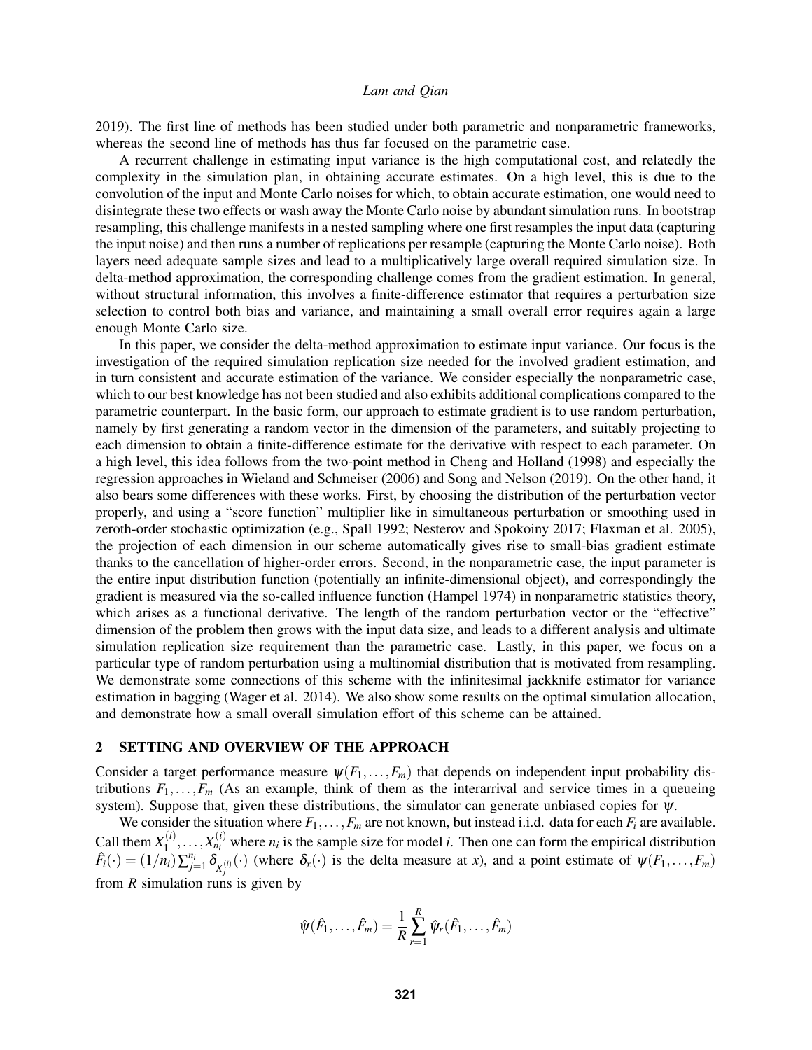2019). The first line of methods has been studied under both parametric and nonparametric frameworks, whereas the second line of methods has thus far focused on the parametric case.

A recurrent challenge in estimating input variance is the high computational cost, and relatedly the complexity in the simulation plan, in obtaining accurate estimates. On a high level, this is due to the convolution of the input and Monte Carlo noises for which, to obtain accurate estimation, one would need to disintegrate these two effects or wash away the Monte Carlo noise by abundant simulation runs. In bootstrap resampling, this challenge manifests in a nested sampling where one first resamples the input data (capturing the input noise) and then runs a number of replications per resample (capturing the Monte Carlo noise). Both layers need adequate sample sizes and lead to a multiplicatively large overall required simulation size. In delta-method approximation, the corresponding challenge comes from the gradient estimation. In general, without structural information, this involves a finite-difference estimator that requires a perturbation size selection to control both bias and variance, and maintaining a small overall error requires again a large enough Monte Carlo size.

In this paper, we consider the delta-method approximation to estimate input variance. Our focus is the investigation of the required simulation replication size needed for the involved gradient estimation, and in turn consistent and accurate estimation of the variance. We consider especially the nonparametric case, which to our best knowledge has not been studied and also exhibits additional complications compared to the parametric counterpart. In the basic form, our approach to estimate gradient is to use random perturbation, namely by first generating a random vector in the dimension of the parameters, and suitably projecting to each dimension to obtain a finite-difference estimate for the derivative with respect to each parameter. On a high level, this idea follows from the two-point method in Cheng and Holland (1998) and especially the regression approaches in Wieland and Schmeiser (2006) and Song and Nelson (2019). On the other hand, it also bears some differences with these works. First, by choosing the distribution of the perturbation vector properly, and using a "score function" multiplier like in simultaneous perturbation or smoothing used in zeroth-order stochastic optimization (e.g., Spall 1992; Nesterov and Spokoiny 2017; Flaxman et al. 2005), the projection of each dimension in our scheme automatically gives rise to small-bias gradient estimate thanks to the cancellation of higher-order errors. Second, in the nonparametric case, the input parameter is the entire input distribution function (potentially an infinite-dimensional object), and correspondingly the gradient is measured via the so-called influence function (Hampel 1974) in nonparametric statistics theory, which arises as a functional derivative. The length of the random perturbation vector or the "effective" dimension of the problem then grows with the input data size, and leads to a different analysis and ultimate simulation replication size requirement than the parametric case. Lastly, in this paper, we focus on a particular type of random perturbation using a multinomial distribution that is motivated from resampling. We demonstrate some connections of this scheme with the infinitesimal jackknife estimator for variance estimation in bagging (Wager et al. 2014). We also show some results on the optimal simulation allocation, and demonstrate how a small overall simulation effort of this scheme can be attained.

## 2 SETTING AND OVERVIEW OF THE APPROACH

Consider a target performance measure $\psi(F_1,\ldots,F_m)$ that depends on independent input probability distributions $F_1,\ldots,F_m$ (As an example, think of them as the interarrival and service times in a queueing system). Suppose that, given these distributions, the simulator can generate unbiased copies for $\psi$.

We consider the situation where $F_1,\ldots,F_m$ are not known, but instead i.i.d. data for each $F_i$ are available. Call them $X_1^{(i)},\ldots,X_{n_i}^{(i)}$ where $n_i$ is the sample size for model $i$. Then one can form the empirical distribution $\hat{F}_i(\cdot)=(1/n_i)\sum_{j=1}^{n_i}\delta_{X_j^{(i)}}(\cdot)$ (where $\delta_x(\cdot)$ is the delta measure at $x$), and a point estimate of $\psi(F_1,\ldots,F_m)$ from $R$ simulation runs is given by

$$\hat{\psi}(\hat{F}_1,\ldots,\hat{F}_m)=\frac{1}{R}\sum_{r=1}^{R}\hat{\psi}_r(\hat{F}_1,\ldots,\hat{F}_m)$$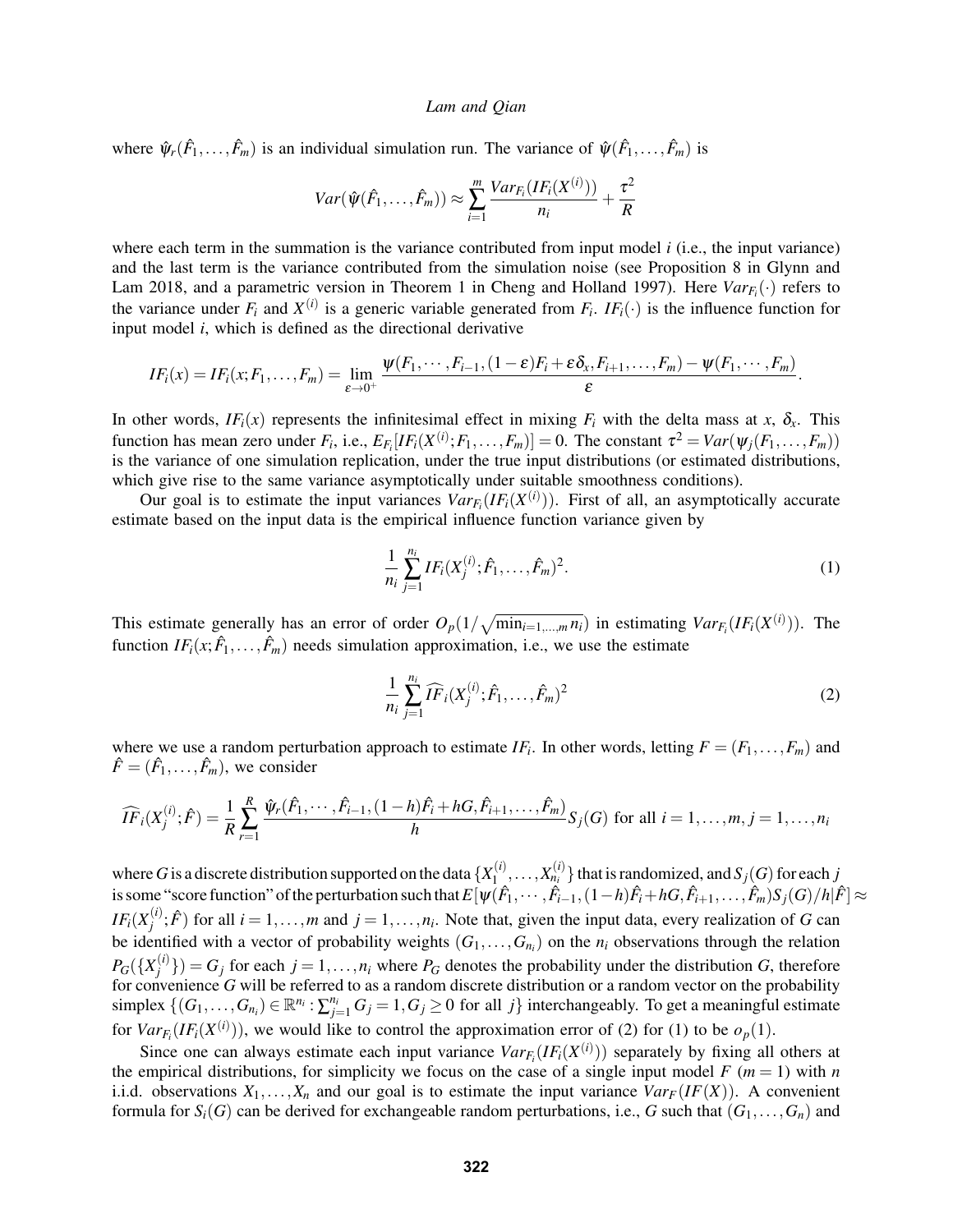where $\hat{\psi}_r(\hat{F}_1,\dots,\hat{F}_m)$ is an individual simulation run. The variance of $\hat{\psi}(\hat{F}_1,\dots,\hat{F}_m)$ is

$$Var(\hat{\psi}(\hat{F}_1,\dots,\hat{F}_m)) \approx \sum_{i=1}^{m} \frac{Var_{F_i}(IF_i(X^{(i)}))}{n_i} + \frac{\tau^2}{R}$$

where each term in the summation is the variance contributed from input model $i$ (i.e., the input variance) and the last term is the variance contributed from the simulation noise (see Proposition 8 in Glynn and Lam 2018, and a parametric version in Theorem 1 in Cheng and Holland 1997). Here $Var_{F_i}(\cdot)$ refers to the variance under $F_i$ and $X^{(i)}$ is a generic variable generated from $F_i$. $IF_i(\cdot)$ is the influence function for input model $i$, which is defined as the directional derivative

$$IF_i(x) = IF_i(x;F_1,\dots,F_m) = \lim_{\varepsilon\to 0^+} \frac{\psi(F_1,\cdots,F_{i-1},(1-\varepsilon)F_i+\varepsilon\delta_x,F_{i+1},\dots,F_m)-\psi(F_1,\cdots,F_m)}{\varepsilon}.$$

In other words, $IF_i(x)$ represents the infinitesimal effect in mixing $F_i$ with the delta mass at $x$, $\delta_x$. This function has mean zero under $F_i$, i.e., $E_{F_i}[IF_i(X^{(i)};F_1,\dots,F_m)] = 0$. The constant $\tau^2 = Var(\psi_j(F_1,\dots,F_m))$ is the variance of one simulation replication, under the true input distributions (or estimated distributions, which give rise to the same variance asymptotically under suitable smoothness conditions).

Our goal is to estimate the input variances $Var_{F_i}(IF_i(X^{(i)}))$. First of all, an asymptotically accurate estimate based on the input data is the empirical influence function variance given by

$$\frac{1}{n_i}\sum_{j=1}^{n_i} IF_i(X_j^{(i)};\hat{F}_1,\dots,\hat{F}_m)^2. \tag{1}$$

This estimate generally has an error of order $O_p(1/\sqrt{\min_{i=1,\dots,m} n_i})$ in estimating $Var_{F_i}(IF_i(X^{(i)}))$. The function $IF_i(x;\hat{F}_1,\dots,\hat{F}_m)$ needs simulation approximation, i.e., we use the estimate

$$\frac{1}{n_i}\sum_{j=1}^{n_i} \widehat{IF}_i(X_j^{(i)};\hat{F}_1,\dots,\hat{F}_m)^2 \tag{2}$$

where we use a random perturbation approach to estimate $IF_i$. In other words, letting $F = (F_1,\dots,F_m)$ and $\hat{F} = (\hat{F}_1,\dots,\hat{F}_m)$, we consider

$$\widehat{IF}_i(X_j^{(i)};\hat{F}) = \frac{1}{R}\sum_{r=1}^{R} \frac{\hat{\psi}_r(\hat{F}_1,\cdots,\hat{F}_{i-1},(1-h)\hat{F}_i+hG,\hat{F}_{i+1},\dots,\hat{F}_m)}{h} S_j(G) \text{ for all } i=1,\dots,m, j=1,\dots,n_i$$

where $G$ is a discrete distribution supported on the data $\{X_1^{(i)},\dots,X_{n_i}^{(i)}\}$ that is randomized, and $S_j(G)$ for each $j$ is some "score function" of the perturbation such that $E[\psi(\hat{F}_1,\cdots,\hat{F}_{i-1},(1-h)\hat{F}_i+hG,\hat{F}_{i+1},\dots,\hat{F}_m)S_j(G)/h|\hat{F}] \approx IF_i(X_j^{(i)};\hat{F})$ for all $i=1,\dots,m$ and $j=1,\dots,n_i$. Note that, given the input data, every realization of $G$ can be identified with a vector of probability weights $(G_1,\dots,G_{n_i})$ on the $n_i$ observations through the relation $P_G(\{X_j^{(i)}\}) = G_j$ for each $j=1,\dots,n_i$ where $P_G$ denotes the probability under the distribution $G$, therefore for convenience $G$ will be referred to as a random discrete distribution or a random vector on the probability simplex $\{(G_1,\dots,G_{n_i}) \in \mathbb{R}^{n_i} : \sum_{j=1}^{n_i} G_j = 1, G_j \geq 0 \text{ for all } j\}$ interchangeably. To get a meaningful estimate for $Var_{F_i}(IF_i(X^{(i)}))$, we would like to control the approximation error of (2) for (1) to be $o_p(1)$.

Since one can always estimate each input variance $Var_{F_i}(IF_i(X^{(i)}))$ separately by fixing all others at the empirical distributions, for simplicity we focus on the case of a single input model $F$ ($m=1$) with $n$ i.i.d. observations $X_1,\dots,X_n$ and our goal is to estimate the input variance $Var_F(IF(X))$. A convenient formula for $S_i(G)$ can be derived for exchangeable random perturbations, i.e., $G$ such that $(G_1,\dots,G_n)$ and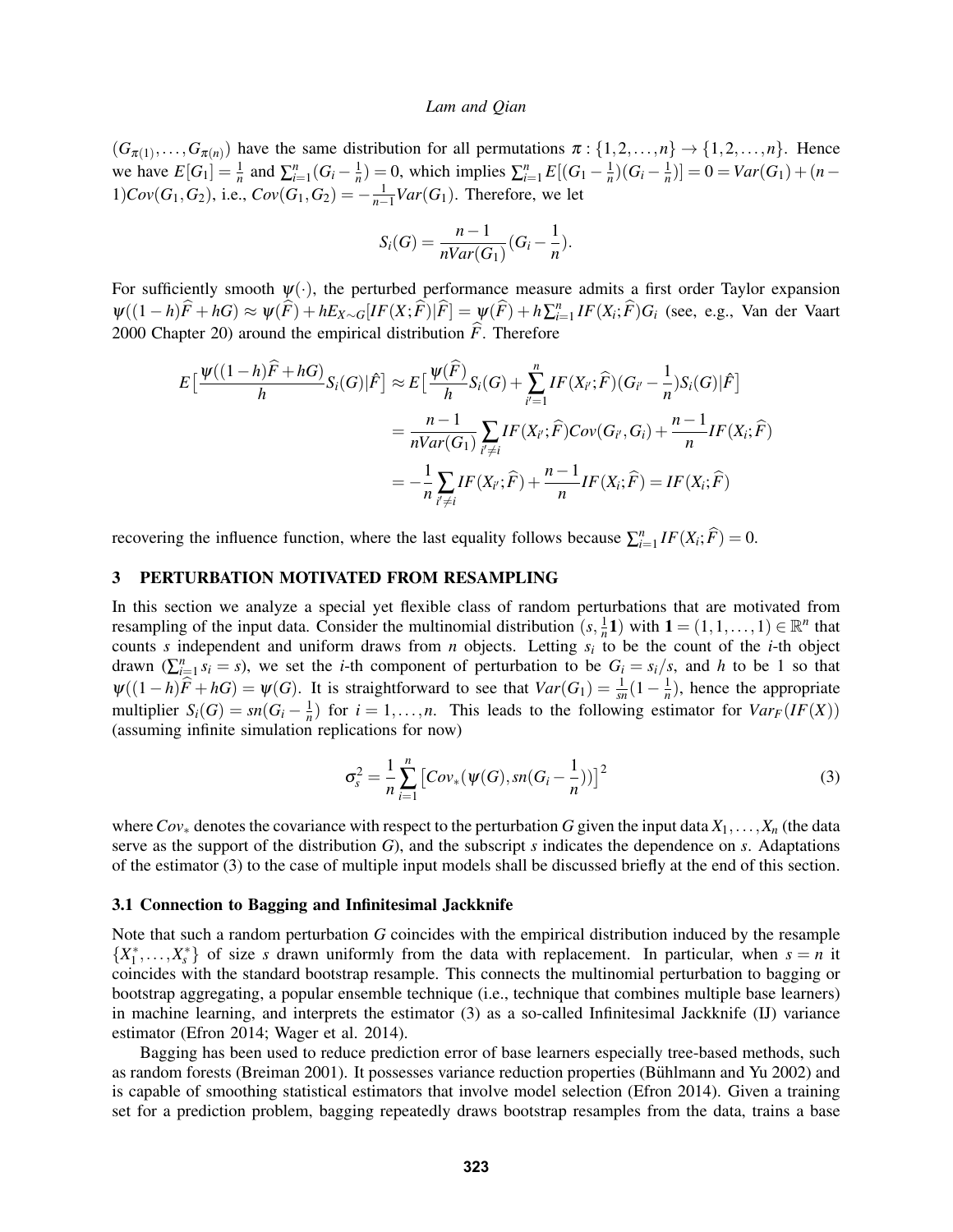$(G_{\pi(1)},\dots,G_{\pi(n)})$ have the same distribution for all permutations $\pi:\{1,2,\dots,n\}\to\{1,2,\dots,n\}$. Hence we have $E[G_1]=\frac{1}{n}$ and $\sum_{i=1}^n(G_i-\frac{1}{n})=0$, which implies $\sum_{i=1}^n E[(G_1-\frac{1}{n})(G_i-\frac{1}{n})]=0=Var(G_1)+(n-1)Cov(G_1,G_2)$, i.e., $Cov(G_1,G_2)=-\frac{1}{n-1}Var(G_1)$. Therefore, we let

$$S_i(G)=\frac{n-1}{nVar(G_1)}(G_i-\frac{1}{n}).$$

For sufficiently smooth $\psi(\cdot)$, the perturbed performance measure admits a first order Taylor expansion $\psi((1-h)\widehat{F}+hG)\approx\psi(\widehat{F})+hE_{X\sim G}[IF(X;\widehat{F})|\widehat{F}]=\psi(\widehat{F})+h\sum_{i=1}^n IF(X_i;\widehat{F})G_i$ (see, e.g., Van der Vaart 2000 Chapter 20) around the empirical distribution $\widehat{F}$. Therefore

$$\begin{aligned}
E\big[\frac{\psi((1-h)\widehat{F}+hG)}{h}S_i(G)|\hat{F}\big] &\approx E\big[\frac{\psi(\widehat{F})}{h}S_i(G)+\sum_{i'=1}^n IF(X_{i'};\widehat{F})(G_{i'}-\frac{1}{n})S_i(G)|\hat{F}\big]\\
&=\frac{n-1}{nVar(G_1)}\sum_{i'\neq i}IF(X_{i'};\widehat{F})Cov(G_{i'},G_i)+\frac{n-1}{n}IF(X_i;\widehat{F})\\
&=-\frac{1}{n}\sum_{i'\neq i}IF(X_{i'};\widehat{F})+\frac{n-1}{n}IF(X_i;\widehat{F})=IF(X_i;\widehat{F})
\end{aligned}$$

recovering the influence function, where the last equality follows because $\sum_{i=1}^n IF(X_i;\widehat{F})=0$.

## 3 PERTURBATION MOTIVATED FROM RESAMPLING

In this section we analyze a special yet flexible class of random perturbations that are motivated from resampling of the input data. Consider the multinomial distribution $(s,\frac{1}{n}\mathbf{1})$ with $\mathbf{1}=(1,1,\dots,1)\in\mathbb{R}^n$ that counts $s$ independent and uniform draws from $n$ objects. Letting $s_i$ to be the count of the $i$-th object drawn ($\sum_{i=1}^n s_i=s$), we set the $i$-th component of perturbation to be $G_i=s_i/s$, and $h$ to be 1 so that $\psi((1-h)\widehat{F}+hG)=\psi(G)$. It is straightforward to see that $Var(G_1)=\frac{1}{sn}(1-\frac{1}{n})$, hence the appropriate multiplier $S_i(G)=sn(G_i-\frac{1}{n})$ for $i=1,\dots,n$. This leads to the following estimator for $Var_F(IF(X))$ (assuming infinite simulation replications for now)

$$\sigma_s^2=\frac{1}{n}\sum_{i=1}^n\big[Cov_*(\psi(G),sn(G_i-\frac{1}{n}))\big]^2 \tag{3}$$

where $Cov_*$ denotes the covariance with respect to the perturbation $G$ given the input data $X_1,\dots,X_n$ (the data serve as the support of the distribution $G$), and the subscript $s$ indicates the dependence on $s$. Adaptations of the estimator (3) to the case of multiple input models shall be discussed briefly at the end of this section.

### 3.1 Connection to Bagging and Infinitesimal Jackknife

Note that such a random perturbation $G$ coincides with the empirical distribution induced by the resample $\{X_1^*,\dots,X_s^*\}$ of size $s$ drawn uniformly from the data with replacement. In particular, when $s=n$ it coincides with the standard bootstrap resample. This connects the multinomial perturbation to bagging or bootstrap aggregating, a popular ensemble technique (i.e., technique that combines multiple base learners) in machine learning, and interprets the estimator (3) as a so-called Infinitesimal Jackknife (IJ) variance estimator (Efron 2014; Wager et al. 2014).

Bagging has been used to reduce prediction error of base learners especially tree-based methods, such as random forests (Breiman 2001). It possesses variance reduction properties (Bühlmann and Yu 2002) and is capable of smoothing statistical estimators that involve model selection (Efron 2014). Given a training set for a prediction problem, bagging repeatedly draws bootstrap resamples from the data, trains a base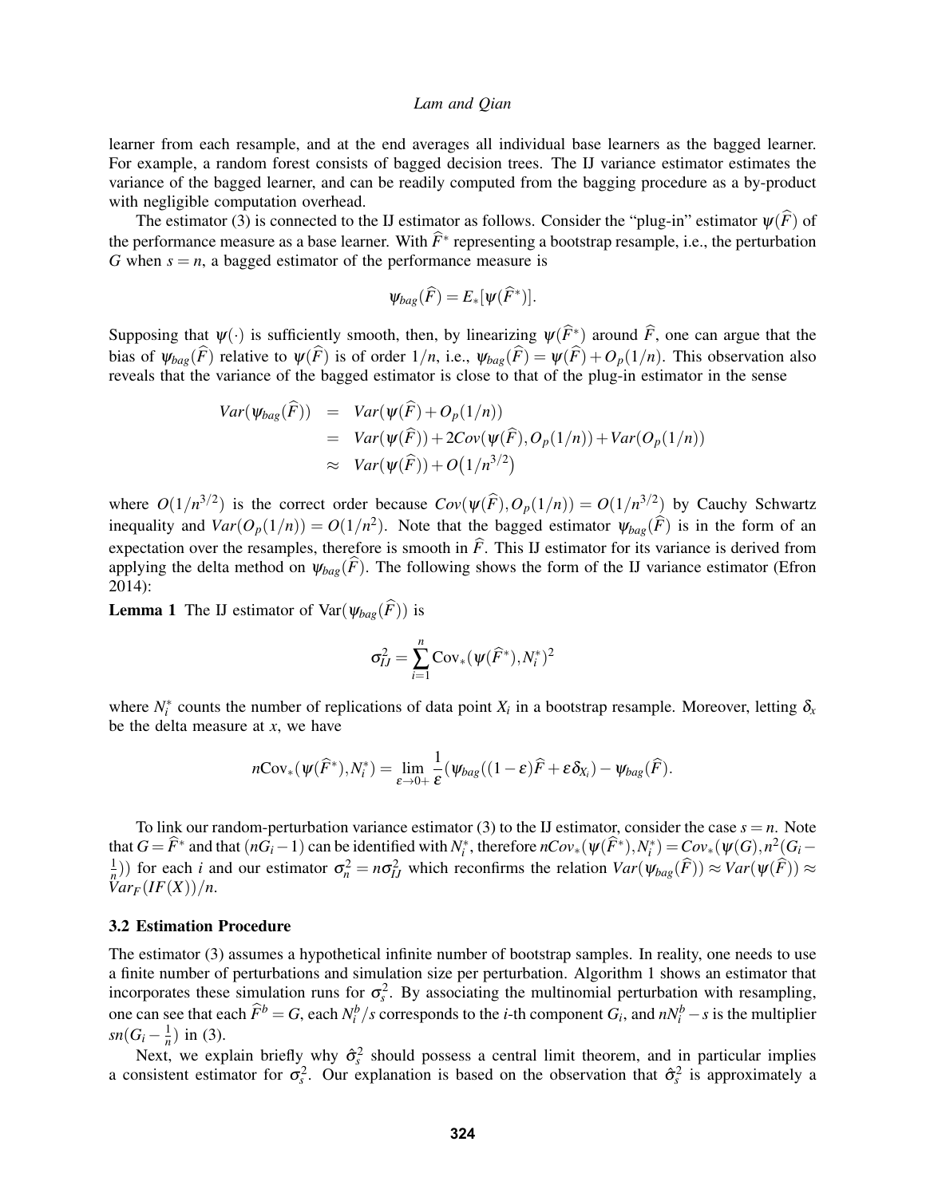learner from each resample, and at the end averages all individual base learners as the bagged learner. For example, a random forest consists of bagged decision trees. The IJ variance estimator estimates the variance of the bagged learner, and can be readily computed from the bagging procedure as a by-product with negligible computation overhead.

The estimator (3) is connected to the IJ estimator as follows. Consider the "plug-in" estimator $\psi(\widehat{F})$ of the performance measure as a base learner. With $\widehat{F}^*$ representing a bootstrap resample, i.e., the perturbation $G$ when $s = n$, a bagged estimator of the performance measure is

$$\psi_{bag}(\widehat{F}) = E_*[\psi(\widehat{F}^*)].$$

Supposing that $\psi(\cdot)$ is sufficiently smooth, then, by linearizing $\psi(\widehat{F}^*)$ around $\widehat{F}$, one can argue that the bias of $\psi_{bag}(\widehat{F})$ relative to $\psi(\widehat{F})$ is of order $1/n$, i.e., $\psi_{bag}(\widehat{F}) = \psi(\widehat{F}) + O_p(1/n)$. This observation also reveals that the variance of the bagged estimator is close to that of the plug-in estimator in the sense

$$\begin{aligned}
Var(\psi_{bag}(\widehat{F})) &= Var(\psi(\widehat{F}) + O_p(1/n)) \\
&= Var(\psi(\widehat{F})) + 2Cov(\psi(\widehat{F}), O_p(1/n)) + Var(O_p(1/n)) \\
&\approx Var(\psi(\widehat{F})) + O\big(1/n^{3/2}\big)
\end{aligned}$$

where $O(1/n^{3/2})$ is the correct order because $Cov(\psi(\widehat{F}), O_p(1/n)) = O(1/n^{3/2})$ by Cauchy Schwartz inequality and $Var(O_p(1/n)) = O(1/n^2)$. Note that the bagged estimator $\psi_{bag}(\widehat{F})$ is in the form of an expectation over the resamples, therefore is smooth in $\widehat{F}$. This IJ estimator for its variance is derived from applying the delta method on $\psi_{bag}(\widehat{F})$. The following shows the form of the IJ variance estimator (Efron 2014):

**Lemma 1** The IJ estimator of $\mathrm{Var}(\psi_{bag}(\widehat{F}))$ is

$$\sigma_{IJ}^2 = \sum_{i=1}^{n} \mathrm{Cov}_*(\psi(\widehat{F}^*), N_i^*)^2$$

where $N_i^*$ counts the number of replications of data point $X_i$ in a bootstrap resample. Moreover, letting $\delta_x$ be the delta measure at $x$, we have

$$n\mathrm{Cov}_*(\psi(\widehat{F}^*), N_i^*) = \lim_{\varepsilon \to 0+} \frac{1}{\varepsilon}(\psi_{bag}((1-\varepsilon)\widehat{F} + \varepsilon\delta_{X_i}) - \psi_{bag}(\widehat{F}).$$

To link our random-perturbation variance estimator (3) to the IJ estimator, consider the case $s = n$. Note that $G = \widehat{F}^*$ and that $(nG_i - 1)$ can be identified with $N_i^*$, therefore $nCov_*(\psi(\widehat{F}^*), N_i^*) = Cov_*(\psi(G), n^2(G_i - \frac{1}{n}))$ for each $i$ and our estimator $\sigma_n^2 = n\sigma_{IJ}^2$ which reconfirms the relation $Var(\psi_{bag}(\widehat{F})) \approx Var(\psi(\widehat{F})) \approx Var_F(IF(X))/n$.

### 3.2 Estimation Procedure

The estimator (3) assumes a hypothetical infinite number of bootstrap samples. In reality, one needs to use a finite number of perturbations and simulation size per perturbation. Algorithm 1 shows an estimator that incorporates these simulation runs for $\sigma_s^2$. By associating the multinomial perturbation with resampling, one can see that each $\widehat{F}^b = G$, each $N_i^b/s$ corresponds to the $i$-th component $G_i$, and $nN_i^b - s$ is the multiplier $sn(G_i - \frac{1}{n})$ in (3).

Next, we explain briefly why $\hat{\sigma}_s^2$ should possess a central limit theorem, and in particular implies a consistent estimator for $\sigma_s^2$. Our explanation is based on the observation that $\hat{\sigma}_s^2$ is approximately a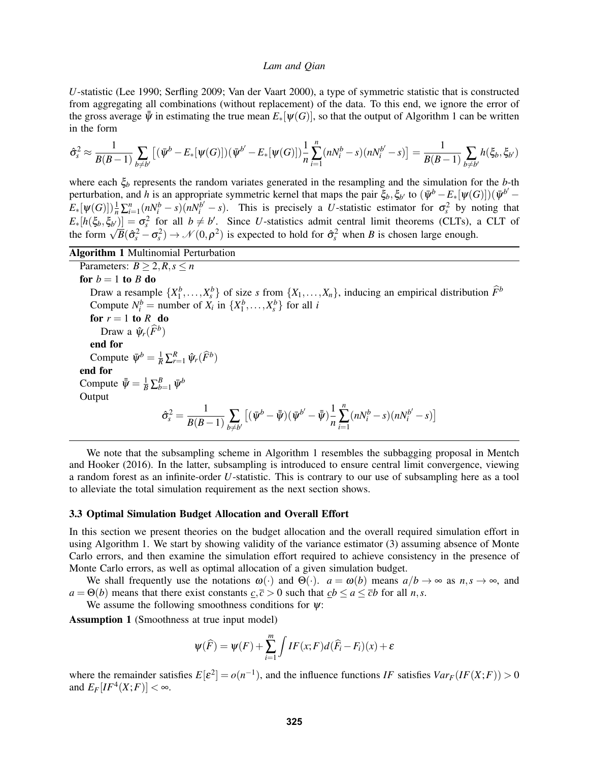$U$-statistic (Lee 1990; Serfling 2009; Van der Vaart 2000), a type of symmetric statistic that is constructed from aggregating all combinations (without replacement) of the data. To this end, we ignore the error of the gross average $\bar{\bar{\psi}}$ in estimating the true mean $E_*[\psi(G)]$, so that the output of Algorithm 1 can be written in the form

$$\hat{\sigma}_s^2 \approx \frac{1}{B(B-1)} \sum_{b \neq b'} \left[ (\bar{\psi}^b - E_*[\psi(G)])(\bar{\psi}^{b'} - E_*[\psi(G)]) \frac{1}{n} \sum_{i=1}^n (nN_i^b - s)(nN_i^{b'} - s) \right] = \frac{1}{B(B-1)} \sum_{b \neq b'} h(\xi_b, \xi_{b'})$$

where each $\xi_b$ represents the random variates generated in the resampling and the simulation for the $b$-th perturbation, and $h$ is an appropriate symmetric kernel that maps the pair $\xi_b, \xi_{b'}$ to $(\bar{\psi}^b - E_*[\psi(G)])(\bar{\psi}^{b'} - E_*[\psi(G)]) \frac{1}{n} \sum_{i=1}^n (nN_i^b - s)(nN_i^{b'} - s)$. This is precisely a $U$-statistic estimator for $\sigma_s^2$ by noting that $E_*[h(\xi_b, \xi_{b'})] = \sigma_s^2$ for all $b \neq b'$. Since $U$-statistics admit central limit theorems (CLTs), a CLT of the form $\sqrt{B}(\hat{\sigma}_s^2 - \sigma_s^2) \to \mathcal{N}(0, \rho^2)$ is expected to hold for $\hat{\sigma}_s^2$ when $B$ is chosen large enough.

**Algorithm 1** Multinomial Perturbation

Parameters: $B \geq 2, R, s \leq n$
**for** $b = 1$ **to** $B$ **do**
  Draw a resample $\{X_1^b, \ldots, X_s^b\}$ of size $s$ from $\{X_1, \ldots, X_n\}$, inducing an empirical distribution $\widehat{F}^b$
  Compute $N_i^b$ = number of $X_i$ in $\{X_1^b, \ldots, X_s^b\}$ for all $i$
  **for** $r = 1$ **to** $R$ **do**
    Draw a $\hat{\psi}_r(\widehat{F}^b)$
  **end for**
  Compute $\bar{\psi}^b = \frac{1}{R} \sum_{r=1}^R \hat{\psi}_r(\widehat{F}^b)$
**end for**
Compute $\bar{\bar{\psi}} = \frac{1}{B} \sum_{b=1}^B \bar{\psi}^b$
Output

$$\hat{\sigma}_s^2 = \frac{1}{B(B-1)} \sum_{b \neq b'} \left[ (\bar{\psi}^b - \bar{\bar{\psi}})(\bar{\psi}^{b'} - \bar{\bar{\psi}}) \frac{1}{n} \sum_{i=1}^n (nN_i^b - s)(nN_i^{b'} - s) \right]$$

We note that the subsampling scheme in Algorithm 1 resembles the subbagging proposal in Mentch and Hooker (2016). In the latter, subsampling is introduced to ensure central limit convergence, viewing a random forest as an infinite-order $U$-statistic. This is contrary to our use of subsampling here as a tool to alleviate the total simulation requirement as the next section shows.

### 3.3 Optimal Simulation Budget Allocation and Overall Effort

In this section we present theories on the budget allocation and the overall required simulation effort in using Algorithm 1. We start by showing validity of the variance estimator (3) assuming absence of Monte Carlo errors, and then examine the simulation effort required to achieve consistency in the presence of Monte Carlo errors, as well as optimal allocation of a given simulation budget.

We shall frequently use the notations $\omega(\cdot)$ and $\Theta(\cdot)$. $a = \omega(b)$ means $a/b \to \infty$ as $n, s \to \infty$, and $a = \Theta(b)$ means that there exist constants $\underline{c}, \bar{c} > 0$ such that $\underline{c}b \leq a \leq \bar{c}b$ for all $n, s$.

We assume the following smoothness conditions for $\psi$:

**Assumption 1** (Smoothness at true input model)

$$\psi(\widehat{F}) = \psi(F) + \sum_{i=1}^m \int IF(x; F) d(\widehat{F}_i - F_i)(x) + \varepsilon$$

where the remainder satisfies $E[\varepsilon^2] = o(n^{-1})$, and the influence functions $IF$ satisfies $Var_F(IF(X;F)) > 0$ and $E_F[IF^4(X;F)] < \infty$.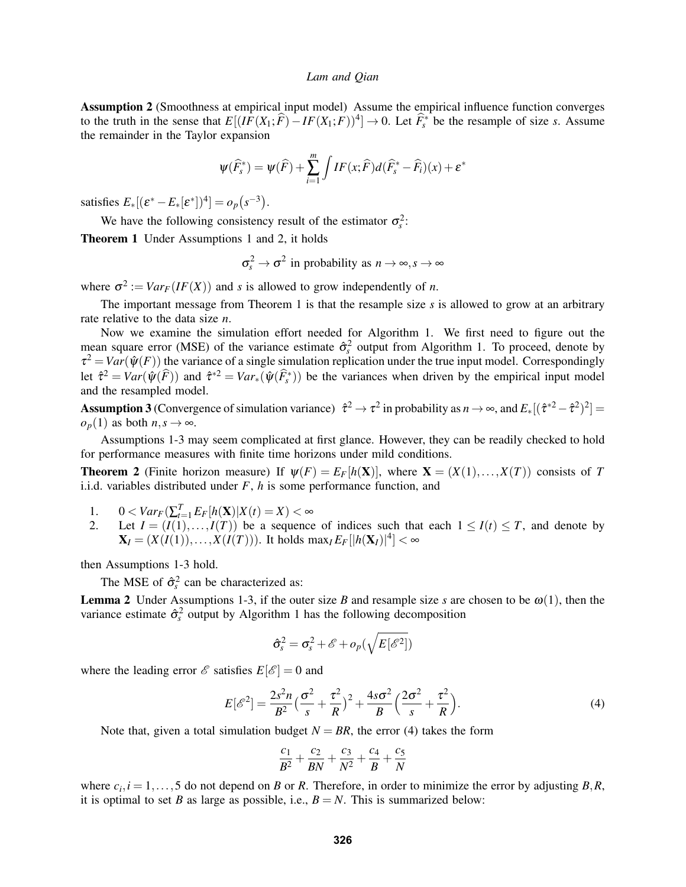**Assumption 2** (Smoothness at empirical input model) Assume the empirical influence function converges to the truth in the sense that $E[(IF(X_1;\widehat{F}) - IF(X_1;F))^4] \to 0$. Let $\widehat{F}_s^*$ be the resample of size $s$. Assume the remainder in the Taylor expansion

$$\psi(\widehat{F}_s^*) = \psi(\widehat{F}) + \sum_{i=1}^{m} \int IF(x;\widehat{F})d(\widehat{F}_s^* - \widehat{F}_i)(x) + \varepsilon^*$$

satisfies $E_*[(\varepsilon^* - E_*[\varepsilon^*])^4] = o_p(s^{-3})$.

We have the following consistency result of the estimator $\sigma_s^2$:

**Theorem 1** Under Assumptions 1 and 2, it holds

$$\sigma_s^2 \to \sigma^2 \text{ in probability as } n \to \infty, s \to \infty$$

where $\sigma^2 := Var_F(IF(X))$ and $s$ is allowed to grow independently of $n$.

The important message from Theorem 1 is that the resample size $s$ is allowed to grow at an arbitrary rate relative to the data size $n$.

Now we examine the simulation effort needed for Algorithm 1. We first need to figure out the mean square error (MSE) of the variance estimate $\hat{\sigma}_s^2$ output from Algorithm 1. To proceed, denote by $\tau^2 = Var(\hat{\psi}(F))$ the variance of a single simulation replication under the true input model. Correspondingly let $\hat{\tau}^2 = Var(\hat{\psi}(\widehat{F}))$ and $\hat{\tau}^{*2} = Var_*(\hat{\psi}(\widehat{F}_s^*))$ be the variances when driven by the empirical input model and the resampled model.

**Assumption 3** (Convergence of simulation variance) $\hat{\tau}^2 \to \tau^2$ in probability as $n \to \infty$, and $E_*[(\hat{\tau}^{*2} - \hat{\tau}^2)^2] = o_p(1)$ as both $n, s \to \infty$.

Assumptions 1-3 may seem complicated at first glance. However, they can be readily checked to hold for performance measures with finite time horizons under mild conditions.

**Theorem 2** (Finite horizon measure) If $\psi(F) = E_F[h(\mathbf{X})]$, where $\mathbf{X} = (X(1), \ldots, X(T))$ consists of $T$ i.i.d. variables distributed under $F$, $h$ is some performance function, and

1. $0 < Var_F(\sum_{t=1}^{T} E_F[h(\mathbf{X})|X(t) = X) < \infty$
2. Let $I = (I(1), \ldots, I(T))$ be a sequence of indices such that each $1 \le I(t) \le T$, and denote by $\mathbf{X}_I = (X(I(1)), \ldots, X(I(T)))$. It holds $\max_I E_F[|h(\mathbf{X}_I)|^4] < \infty$

then Assumptions 1-3 hold.

The MSE of $\hat{\sigma}_s^2$ can be characterized as:

**Lemma 2** Under Assumptions 1-3, if the outer size $B$ and resample size $s$ are chosen to be $\omega(1)$, then the variance estimate $\hat{\sigma}_s^2$ output by Algorithm 1 has the following decomposition

$$\hat{\sigma}_s^2 = \sigma_s^2 + \mathscr{E} + o_p(\sqrt{E[\mathscr{E}^2]})$$

where the leading error $\mathscr{E}$ satisfies $E[\mathscr{E}] = 0$ and

$$E[\mathscr{E}^2] = \frac{2s^2 n}{B^2}\Big(\frac{\sigma^2}{s} + \frac{\tau^2}{R}\Big)^2 + \frac{4s\sigma^2}{B}\Big(\frac{2\sigma^2}{s} + \frac{\tau^2}{R}\Big). \tag{4}$$

Note that, given a total simulation budget $N = BR$, the error (4) takes the form

$$\frac{c_1}{B^2} + \frac{c_2}{BN} + \frac{c_3}{N^2} + \frac{c_4}{B} + \frac{c_5}{N}$$

where $c_i, i = 1, \ldots, 5$ do not depend on $B$ or $R$. Therefore, in order to minimize the error by adjusting $B, R$, it is optimal to set $B$ as large as possible, i.e., $B = N$. This is summarized below: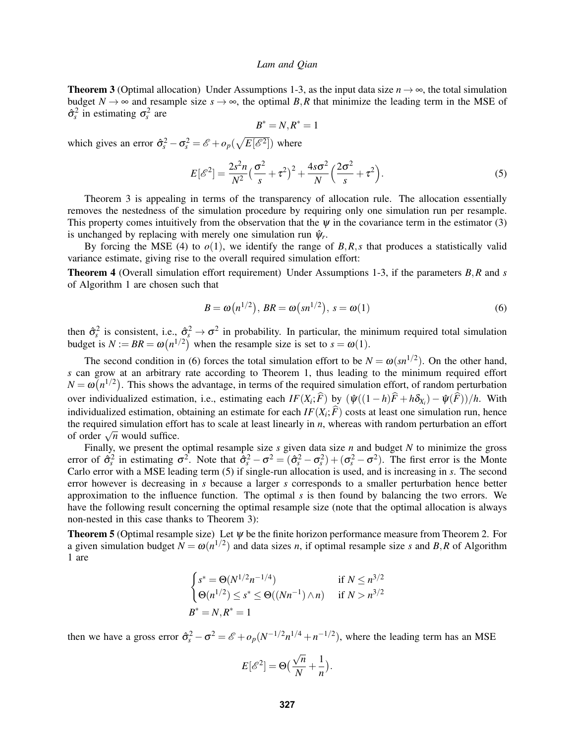**Theorem 3** (Optimal allocation) Under Assumptions 1-3, as the input data size $n \to \infty$, the total simulation budget $N \to \infty$ and resample size $s \to \infty$, the optimal $B, R$ that minimize the leading term in the MSE of $\hat{\sigma}_s^2$ in estimating $\sigma_s^2$ are

$$B^* = N, R^* = 1$$

which gives an error $\hat{\sigma}_s^2 - \sigma_s^2 = \mathscr{E} + o_p(\sqrt{E[\mathscr{E}^2]})$ where

$$E[\mathscr{E}^2] = \frac{2s^2 n}{N^2}\Big(\frac{\sigma^2}{s} + \tau^2\Big)^2 + \frac{4s\sigma^2}{N}\Big(\frac{2\sigma^2}{s} + \tau^2\Big). \tag{5}$$

Theorem 3 is appealing in terms of the transparency of allocation rule. The allocation essentially removes the nestedness of the simulation procedure by requiring only one simulation run per resample. This property comes intuitively from the observation that the $\psi$ in the covariance term in the estimator (3) is unchanged by replacing with merely one simulation run $\hat{\psi}_r$.

By forcing the MSE (4) to $o(1)$, we identify the range of $B, R, s$ that produces a statistically valid variance estimate, giving rise to the overall required simulation effort:

**Theorem 4** (Overall simulation effort requirement) Under Assumptions 1-3, if the parameters $B, R$ and $s$ of Algorithm 1 are chosen such that

$$B = \omega\big(n^{1/2}\big),\; BR = \omega\big(sn^{1/2}\big),\; s = \omega(1) \tag{6}$$

then $\hat{\sigma}_s^2$ is consistent, i.e., $\hat{\sigma}_s^2 \to \sigma^2$ in probability. In particular, the minimum required total simulation budget is $N := BR = \omega\big(n^{1/2}\big)$ when the resample size is set to $s = \omega(1)$.

The second condition in (6) forces the total simulation effort to be $N = \omega(sn^{1/2})$. On the other hand, $s$ can grow at an arbitrary rate according to Theorem 1, thus leading to the minimum required effort $N = \omega\big(n^{1/2}\big)$. This shows the advantage, in terms of the required simulation effort, of random perturbation over individualized estimation, i.e., estimating each $IF(X_i;\widehat{F})$ by $\big(\hat{\psi}((1-h)\widehat{F} + h\delta_{X_i}) - \hat{\psi}(\widehat{F})\big)/h$. With individualized estimation, obtaining an estimate for each $IF(X_i;\widehat{F})$ costs at least one simulation run, hence the required simulation effort has to scale at least linearly in $n$, whereas with random perturbation an effort of order $\sqrt{n}$ would suffice.

Finally, we present the optimal resample size $s$ given data size $n$ and budget $N$ to minimize the gross error of $\hat{\sigma}_s^2$ in estimating $\sigma^2$. Note that $\hat{\sigma}_s^2 - \sigma^2 = (\hat{\sigma}_s^2 - \sigma_s^2) + (\sigma_s^2 - \sigma^2)$. The first error is the Monte Carlo error with a MSE leading term (5) if single-run allocation is used, and is increasing in $s$. The second error however is decreasing in $s$ because a larger $s$ corresponds to a smaller perturbation hence better approximation to the influence function. The optimal $s$ is then found by balancing the two errors. We have the following result concerning the optimal resample size (note that the optimal allocation is always non-nested in this case thanks to Theorem 3):

**Theorem 5** (Optimal resample size) Let $\psi$ be the finite horizon performance measure from Theorem 2. For a given simulation budget $N = \omega(n^{1/2})$ and data sizes $n$, if optimal resample size $s$ and $B, R$ of Algorithm 1 are

$$\begin{cases} s^* = \Theta(N^{1/2} n^{-1/4}) & \text{if } N \leq n^{3/2} \\ \Theta(n^{1/2}) \leq s^* \leq \Theta((Nn^{-1}) \wedge n) & \text{if } N > n^{3/2} \end{cases}$$
$$B^* = N, R^* = 1$$

then we have a gross error $\hat{\sigma}_s^2 - \sigma^2 = \mathscr{E} + o_p(N^{-1/2} n^{1/4} + n^{-1/2})$, where the leading term has an MSE

$$E[\mathscr{E}^2] = \Theta\Big(\frac{\sqrt{n}}{N} + \frac{1}{n}\Big).$$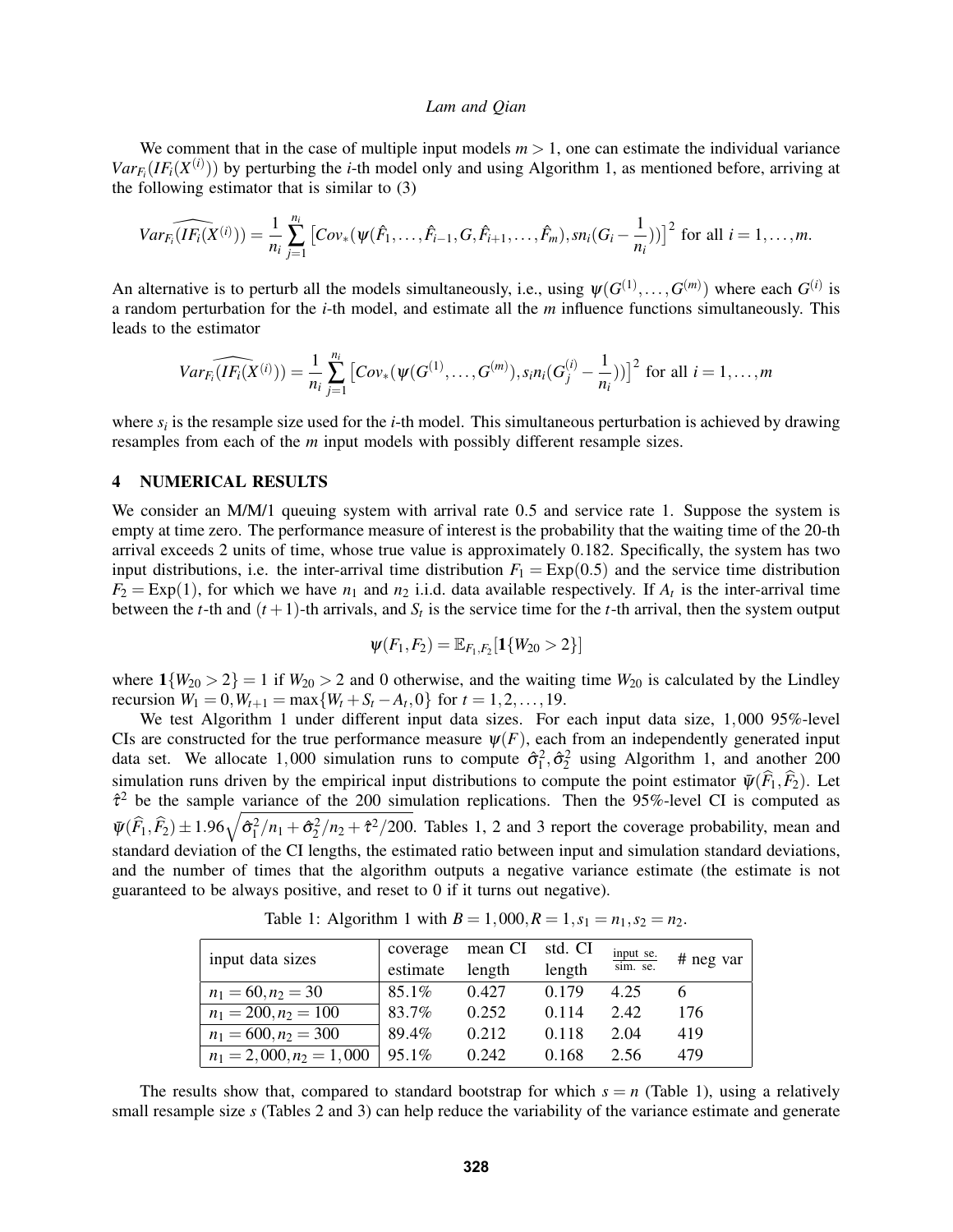We comment that in the case of multiple input models $m > 1$, one can estimate the individual variance $Var_{F_i}(IF_i(X^{(i)}))$ by perturbing the $i$-th model only and using Algorithm 1, as mentioned before, arriving at the following estimator that is similar to (3)

$$\widehat{Var_{F_i}(IF_i(X^{(i)}))} = \frac{1}{n_i}\sum_{j=1}^{n_i}\left[Cov_*(\psi(\hat{F}_1,\ldots,\hat{F}_{i-1},G,\hat{F}_{i+1},\ldots,\hat{F}_m), sn_i(G_i - \frac{1}{n_i}))\right]^2 \text{ for all } i = 1,\ldots,m.$$

An alternative is to perturb all the models simultaneously, i.e., using $\psi(G^{(1)},\ldots,G^{(m)})$ where each $G^{(i)}$ is a random perturbation for the $i$-th model, and estimate all the $m$ influence functions simultaneously. This leads to the estimator

$$\widehat{Var_{F_i}(IF_i(X^{(i)}))} = \frac{1}{n_i}\sum_{j=1}^{n_i}\left[Cov_*(\psi(G^{(1)},\ldots,G^{(m)}), s_i n_i(G_j^{(i)} - \frac{1}{n_i}))\right]^2 \text{ for all } i = 1,\ldots,m$$

where $s_i$ is the resample size used for the $i$-th model. This simultaneous perturbation is achieved by drawing resamples from each of the $m$ input models with possibly different resample sizes.

## 4 NUMERICAL RESULTS

We consider an M/M/1 queuing system with arrival rate 0.5 and service rate 1. Suppose the system is empty at time zero. The performance measure of interest is the probability that the waiting time of the 20-th arrival exceeds 2 units of time, whose true value is approximately 0.182. Specifically, the system has two input distributions, i.e. the inter-arrival time distribution $F_1 = \text{Exp}(0.5)$ and the service time distribution $F_2 = \text{Exp}(1)$, for which we have $n_1$ and $n_2$ i.i.d. data available respectively. If $A_t$ is the inter-arrival time between the $t$-th and $(t+1)$-th arrivals, and $S_t$ is the service time for the $t$-th arrival, then the system output

$$\psi(F_1,F_2) = \mathbb{E}_{F_1,F_2}[\mathbf{1}\{W_{20} > 2\}]$$

where $\mathbf{1}\{W_{20} > 2\} = 1$ if $W_{20} > 2$ and 0 otherwise, and the waiting time $W_{20}$ is calculated by the Lindley recursion $W_1 = 0, W_{t+1} = \max\{W_t + S_t - A_t, 0\}$ for $t = 1,2,\ldots,19$.

We test Algorithm 1 under different input data sizes. For each input data size, 1,000 95%-level CIs are constructed for the true performance measure $\psi(F)$, each from an independently generated input data set. We allocate 1,000 simulation runs to compute $\hat{\sigma}_1^2, \hat{\sigma}_2^2$ using Algorithm 1, and another 200 simulation runs driven by the empirical input distributions to compute the point estimator $\bar{\psi}(\widehat{F}_1,\widehat{F}_2)$. Let $\hat{\tau}^2$ be the sample variance of the 200 simulation replications. Then the 95%-level CI is computed as $\bar{\psi}(\widehat{F}_1,\widehat{F}_2) \pm 1.96\sqrt{\hat{\sigma}_1^2/n_1 + \hat{\sigma}_2^2/n_2 + \hat{\tau}^2/200}$. Tables 1, 2 and 3 report the coverage probability, mean and standard deviation of the CI lengths, the estimated ratio between input and simulation standard deviations, and the number of times that the algorithm outputs a negative variance estimate (the estimate is not guaranteed to be always positive, and reset to 0 if it turns out negative).

Table 1: Algorithm 1 with $B = 1,000, R = 1, s_1 = n_1, s_2 = n_2$.

| input data sizes | coverage estimate | mean CI length | std. CI length | $\frac{\text{input se.}}{\text{sim. se.}}$ | # neg var |
|---|---|---|---|---|---|
| $n_1 = 60, n_2 = 30$ | 85.1% | 0.427 | 0.179 | 4.25 | 6 |
| $n_1 = 200, n_2 = 100$ | 83.7% | 0.252 | 0.114 | 2.42 | 176 |
| $n_1 = 600, n_2 = 300$ | 89.4% | 0.212 | 0.118 | 2.04 | 419 |
| $n_1 = 2,000, n_2 = 1,000$ | 95.1% | 0.242 | 0.168 | 2.56 | 479 |

The results show that, compared to standard bootstrap for which $s = n$ (Table 1), using a relatively small resample size $s$ (Tables 2 and 3) can help reduce the variability of the variance estimate and generate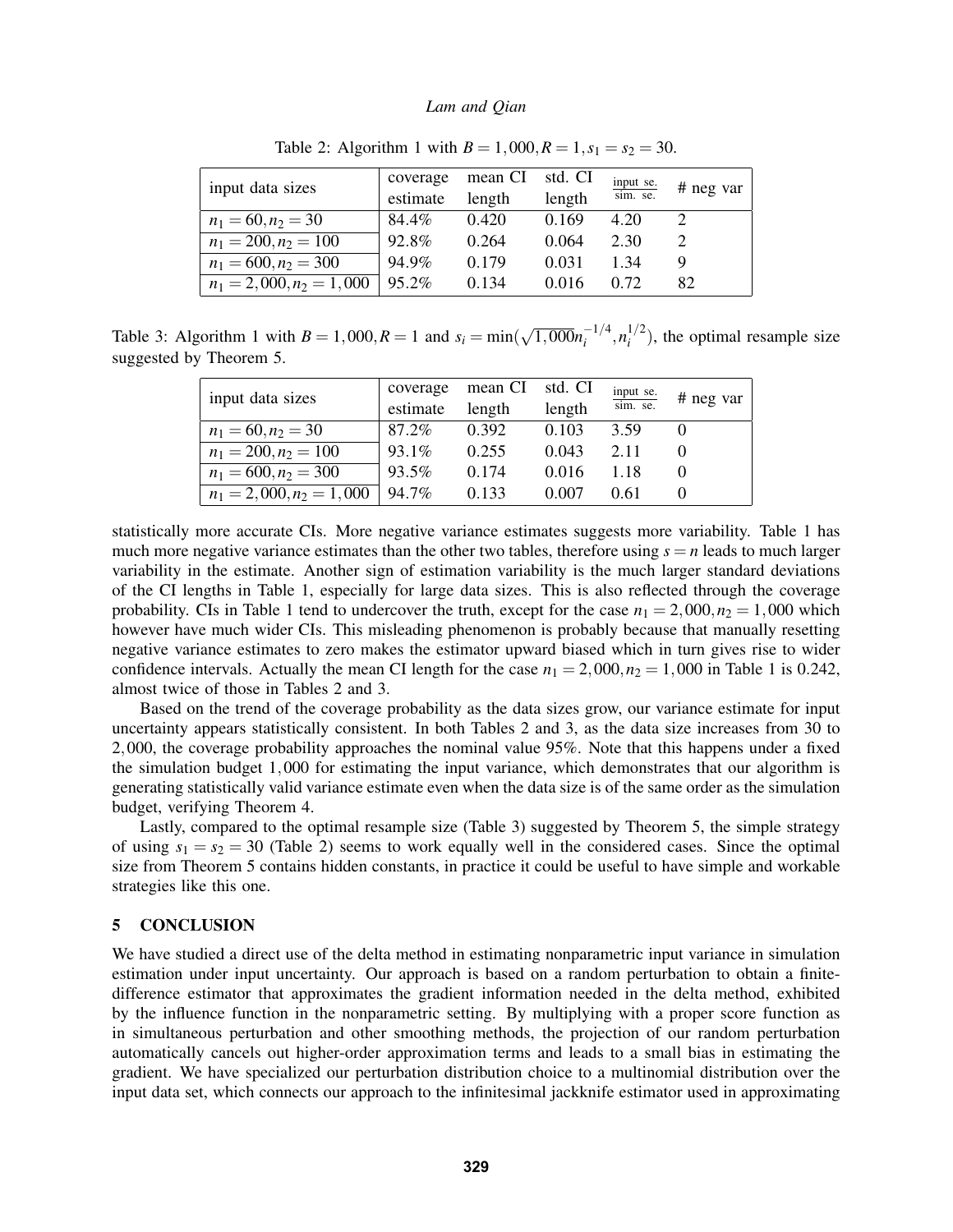Table 2: Algorithm 1 with $B = 1,000, R = 1, s_1 = s_2 = 30$.

| input data sizes | coverage estimate | mean CI length | std. CI length | $\frac{\text{input se.}}{\text{sim. se.}}$ | # neg var |
|---|---|---|---|---|---|
| $n_1 = 60, n_2 = 30$ | 84.4% | 0.420 | 0.169 | 4.20 | 2 |
| $n_1 = 200, n_2 = 100$ | 92.8% | 0.264 | 0.064 | 2.30 | 2 |
| $n_1 = 600, n_2 = 300$ | 94.9% | 0.179 | 0.031 | 1.34 | 9 |
| $n_1 = 2,000, n_2 = 1,000$ | 95.2% | 0.134 | 0.016 | 0.72 | 82 |

Table 3: Algorithm 1 with $B = 1,000, R = 1$ and $s_i = \min(\sqrt{1,000}n_i^{-1/4}, n_i^{1/2})$, the optimal resample size suggested by Theorem 5.

| input data sizes | coverage estimate | mean CI length | std. CI length | $\frac{\text{input se.}}{\text{sim. se.}}$ | # neg var |
|---|---|---|---|---|---|
| $n_1 = 60, n_2 = 30$ | 87.2% | 0.392 | 0.103 | 3.59 | 0 |
| $n_1 = 200, n_2 = 100$ | 93.1% | 0.255 | 0.043 | 2.11 | 0 |
| $n_1 = 600, n_2 = 300$ | 93.5% | 0.174 | 0.016 | 1.18 | 0 |
| $n_1 = 2,000, n_2 = 1,000$ | 94.7% | 0.133 | 0.007 | 0.61 | 0 |

statistically more accurate CIs. More negative variance estimates suggests more variability. Table 1 has much more negative variance estimates than the other two tables, therefore using $s = n$ leads to much larger variability in the estimate. Another sign of estimation variability is the much larger standard deviations of the CI lengths in Table 1, especially for large data sizes. This is also reflected through the coverage probability. CIs in Table 1 tend to undercover the truth, except for the case $n_1 = 2,000, n_2 = 1,000$ which however have much wider CIs. This misleading phenomenon is probably because that manually resetting negative variance estimates to zero makes the estimator upward biased which in turn gives rise to wider confidence intervals. Actually the mean CI length for the case $n_1 = 2,000, n_2 = 1,000$ in Table 1 is 0.242, almost twice of those in Tables 2 and 3.

Based on the trend of the coverage probability as the data sizes grow, our variance estimate for input uncertainty appears statistically consistent. In both Tables 2 and 3, as the data size increases from 30 to 2,000, the coverage probability approaches the nominal value 95%. Note that this happens under a fixed the simulation budget 1,000 for estimating the input variance, which demonstrates that our algorithm is generating statistically valid variance estimate even when the data size is of the same order as the simulation budget, verifying Theorem 4.

Lastly, compared to the optimal resample size (Table 3) suggested by Theorem 5, the simple strategy of using $s_1 = s_2 = 30$ (Table 2) seems to work equally well in the considered cases. Since the optimal size from Theorem 5 contains hidden constants, in practice it could be useful to have simple and workable strategies like this one.

## 5 CONCLUSION

We have studied a direct use of the delta method in estimating nonparametric input variance in simulation estimation under input uncertainty. Our approach is based on a random perturbation to obtain a finite-difference estimator that approximates the gradient information needed in the delta method, exhibited by the influence function in the nonparametric setting. By multiplying with a proper score function as in simultaneous perturbation and other smoothing methods, the projection of our random perturbation automatically cancels out higher-order approximation terms and leads to a small bias in estimating the gradient. We have specialized our perturbation distribution choice to a multinomial distribution over the input data set, which connects our approach to the infinitesimal jackknife estimator used in approximating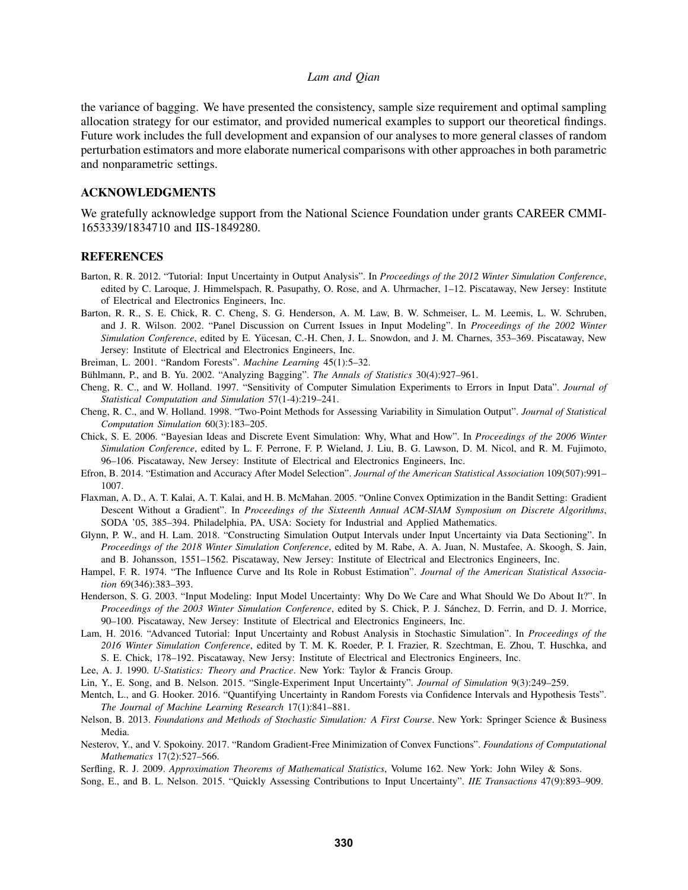the variance of bagging. We have presented the consistency, sample size requirement and optimal sampling allocation strategy for our estimator, and provided numerical examples to support our theoretical findings. Future work includes the full development and expansion of our analyses to more general classes of random perturbation estimators and more elaborate numerical comparisons with other approaches in both parametric and nonparametric settings.

## ACKNOWLEDGMENTS

We gratefully acknowledge support from the National Science Foundation under grants CAREER CMMI-1653339/1834710 and IIS-1849280.

## REFERENCES

Barton, R. R. 2012. "Tutorial: Input Uncertainty in Output Analysis". In *Proceedings of the 2012 Winter Simulation Conference*, edited by C. Laroque, J. Himmelspach, R. Pasupathy, O. Rose, and A. Uhrmacher, 1–12. Piscataway, New Jersey: Institute of Electrical and Electronics Engineers, Inc.

Barton, R. R., S. E. Chick, R. C. Cheng, S. G. Henderson, A. M. Law, B. W. Schmeiser, L. M. Leemis, L. W. Schruben, and J. R. Wilson. 2002. "Panel Discussion on Current Issues in Input Modeling". In *Proceedings of the 2002 Winter Simulation Conference*, edited by E. Yücesan, C.-H. Chen, J. L. Snowdon, and J. M. Charnes, 353–369. Piscataway, New Jersey: Institute of Electrical and Electronics Engineers, Inc.

Breiman, L. 2001. "Random Forests". *Machine Learning* 45(1):5–32.

Bühlmann, P., and B. Yu. 2002. "Analyzing Bagging". *The Annals of Statistics* 30(4):927–961.

Cheng, R. C., and W. Holland. 1997. "Sensitivity of Computer Simulation Experiments to Errors in Input Data". *Journal of Statistical Computation and Simulation* 57(1-4):219–241.

Cheng, R. C., and W. Holland. 1998. "Two-Point Methods for Assessing Variability in Simulation Output". *Journal of Statistical Computation Simulation* 60(3):183–205.

Chick, S. E. 2006. "Bayesian Ideas and Discrete Event Simulation: Why, What and How". In *Proceedings of the 2006 Winter Simulation Conference*, edited by L. F. Perrone, F. P. Wieland, J. Liu, B. G. Lawson, D. M. Nicol, and R. M. Fujimoto, 96–106. Piscataway, New Jersey: Institute of Electrical and Electronics Engineers, Inc.

Efron, B. 2014. "Estimation and Accuracy After Model Selection". *Journal of the American Statistical Association* 109(507):991–1007.

Flaxman, A. D., A. T. Kalai, A. T. Kalai, and H. B. McMahan. 2005. "Online Convex Optimization in the Bandit Setting: Gradient Descent Without a Gradient". In *Proceedings of the Sixteenth Annual ACM-SIAM Symposium on Discrete Algorithms*, SODA '05, 385–394. Philadelphia, PA, USA: Society for Industrial and Applied Mathematics.

Glynn, P. W., and H. Lam. 2018. "Constructing Simulation Output Intervals under Input Uncertainty via Data Sectioning". In *Proceedings of the 2018 Winter Simulation Conference*, edited by M. Rabe, A. A. Juan, N. Mustafee, A. Skoogh, S. Jain, and B. Johansson, 1551–1562. Piscataway, New Jersey: Institute of Electrical and Electronics Engineers, Inc.

Hampel, F. R. 1974. "The Influence Curve and Its Role in Robust Estimation". *Journal of the American Statistical Association* 69(346):383–393.

Henderson, S. G. 2003. "Input Modeling: Input Model Uncertainty: Why Do We Care and What Should We Do About It?". In *Proceedings of the 2003 Winter Simulation Conference*, edited by S. Chick, P. J. Sánchez, D. Ferrin, and D. J. Morrice, 90–100. Piscataway, New Jersey: Institute of Electrical and Electronics Engineers, Inc.

Lam, H. 2016. "Advanced Tutorial: Input Uncertainty and Robust Analysis in Stochastic Simulation". In *Proceedings of the 2016 Winter Simulation Conference*, edited by T. M. K. Roeder, P. I. Frazier, R. Szechtman, E. Zhou, T. Huschka, and S. E. Chick, 178–192. Piscataway, New Jersy: Institute of Electrical and Electronics Engineers, Inc.

Lee, A. J. 1990. *U-Statistics: Theory and Practice*. New York: Taylor & Francis Group.

Lin, Y., E. Song, and B. Nelson. 2015. "Single-Experiment Input Uncertainty". *Journal of Simulation* 9(3):249–259.

Mentch, L., and G. Hooker. 2016. "Quantifying Uncertainty in Random Forests via Confidence Intervals and Hypothesis Tests". *The Journal of Machine Learning Research* 17(1):841–881.

Nelson, B. 2013. *Foundations and Methods of Stochastic Simulation: A First Course*. New York: Springer Science & Business Media.

Nesterov, Y., and V. Spokoiny. 2017. "Random Gradient-Free Minimization of Convex Functions". *Foundations of Computational Mathematics* 17(2):527–566.

Serfling, R. J. 2009. *Approximation Theorems of Mathematical Statistics*, Volume 162. New York: John Wiley & Sons.

Song, E., and B. L. Nelson. 2015. "Quickly Assessing Contributions to Input Uncertainty". *IIE Transactions* 47(9):893–909.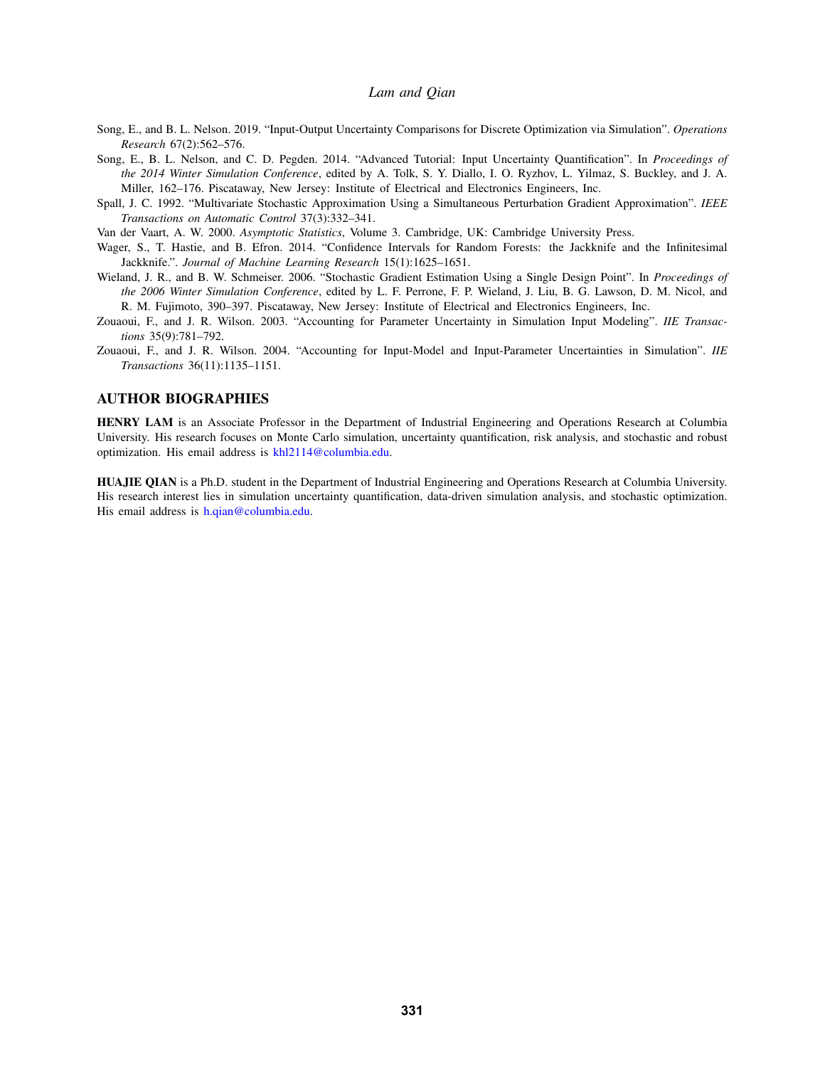Song, E., and B. L. Nelson. 2019. "Input-Output Uncertainty Comparisons for Discrete Optimization via Simulation". *Operations Research* 67(2):562–576.

Song, E., B. L. Nelson, and C. D. Pegden. 2014. "Advanced Tutorial: Input Uncertainty Quantification". In *Proceedings of the 2014 Winter Simulation Conference*, edited by A. Tolk, S. Y. Diallo, I. O. Ryzhov, L. Yilmaz, S. Buckley, and J. A. Miller, 162–176. Piscataway, New Jersey: Institute of Electrical and Electronics Engineers, Inc.

Spall, J. C. 1992. "Multivariate Stochastic Approximation Using a Simultaneous Perturbation Gradient Approximation". *IEEE Transactions on Automatic Control* 37(3):332–341.

Van der Vaart, A. W. 2000. *Asymptotic Statistics*, Volume 3. Cambridge, UK: Cambridge University Press.

Wager, S., T. Hastie, and B. Efron. 2014. "Confidence Intervals for Random Forests: the Jackknife and the Infinitesimal Jackknife.". *Journal of Machine Learning Research* 15(1):1625–1651.

Wieland, J. R., and B. W. Schmeiser. 2006. "Stochastic Gradient Estimation Using a Single Design Point". In *Proceedings of the 2006 Winter Simulation Conference*, edited by L. F. Perrone, F. P. Wieland, J. Liu, B. G. Lawson, D. M. Nicol, and R. M. Fujimoto, 390–397. Piscataway, New Jersey: Institute of Electrical and Electronics Engineers, Inc.

Zouaoui, F., and J. R. Wilson. 2003. "Accounting for Parameter Uncertainty in Simulation Input Modeling". *IIE Transactions* 35(9):781–792.

Zouaoui, F., and J. R. Wilson. 2004. "Accounting for Input-Model and Input-Parameter Uncertainties in Simulation". *IIE Transactions* 36(11):1135–1151.

## AUTHOR BIOGRAPHIES

**HENRY LAM** is an Associate Professor in the Department of Industrial Engineering and Operations Research at Columbia University. His research focuses on Monte Carlo simulation, uncertainty quantification, risk analysis, and stochastic and robust optimization. His email address is khl2114@columbia.edu.

**HUAJIE QIAN** is a Ph.D. student in the Department of Industrial Engineering and Operations Research at Columbia University. His research interest lies in simulation uncertainty quantification, data-driven simulation analysis, and stochastic optimization. His email address is h.qian@columbia.edu.